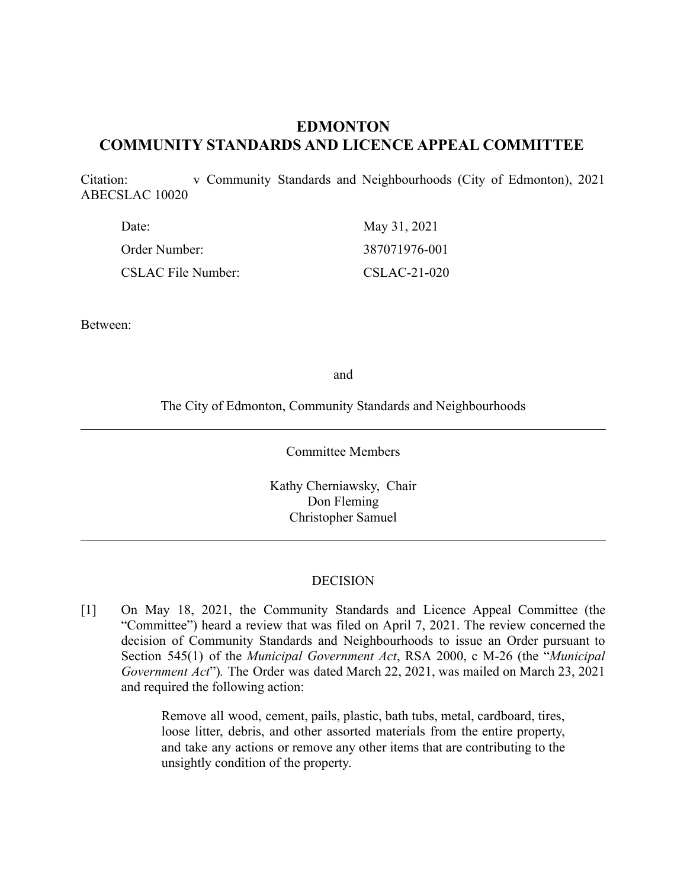# EDMONTON
# COMMUNITY STANDARDS AND LICENCE APPEAL COMMITTEE

Citation: v Community Standards and Neighbourhoods (City of Edmonton), 2021 ABECSLAC 10020

| | |
|---|---|
| Date: | May 31, 2021 |
| Order Number: | 387071976-001 |
| CSLAC File Number: | CSLAC-21-020 |

Between:

and

The City of Edmonton, Community Standards and Neighbourhoods

---

Committee Members

Kathy Cherniawsky, Chair
Don Fleming
Christopher Samuel

---

DECISION

[1] On May 18, 2021, the Community Standards and Licence Appeal Committee (the "Committee") heard a review that was filed on April 7, 2021. The review concerned the decision of Community Standards and Neighbourhoods to issue an Order pursuant to Section 545(1) of the *Municipal Government Act*, RSA 2000, c M-26 (the "*Municipal Government Act*"). The Order was dated March 22, 2021, was mailed on March 23, 2021 and required the following action:

> Remove all wood, cement, pails, plastic, bath tubs, metal, cardboard, tires, loose litter, debris, and other assorted materials from the entire property, and take any actions or remove any other items that are contributing to the unsightly condition of the property.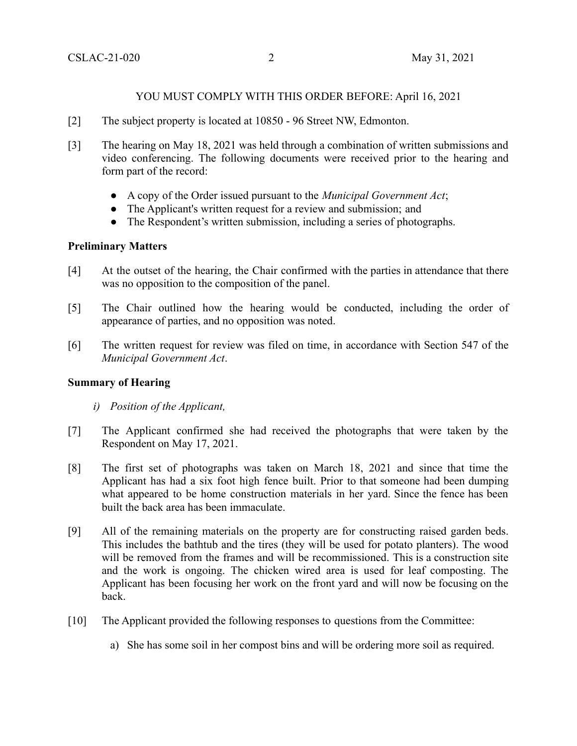YOU MUST COMPLY WITH THIS ORDER BEFORE: April 16, 2021

[2] The subject property is located at 10850 - 96 Street NW, Edmonton.

[3] The hearing on May 18, 2021 was held through a combination of written submissions and video conferencing. The following documents were received prior to the hearing and form part of the record:

- A copy of the Order issued pursuant to the *Municipal Government Act*;
- The Applicant's written request for a review and submission; and
- The Respondent's written submission, including a series of photographs.

**Preliminary Matters**

[4] At the outset of the hearing, the Chair confirmed with the parties in attendance that there was no opposition to the composition of the panel.

[5] The Chair outlined how the hearing would be conducted, including the order of appearance of parties, and no opposition was noted.

[6] The written request for review was filed on time, in accordance with Section 547 of the *Municipal Government Act*.

**Summary of Hearing**

*i) Position of the Applicant,*

[7] The Applicant confirmed she had received the photographs that were taken by the Respondent on May 17, 2021.

[8] The first set of photographs was taken on March 18, 2021 and since that time the Applicant has had a six foot high fence built. Prior to that someone had been dumping what appeared to be home construction materials in her yard. Since the fence has been built the back area has been immaculate.

[9] All of the remaining materials on the property are for constructing raised garden beds. This includes the bathtub and the tires (they will be used for potato planters). The wood will be removed from the frames and will be recommissioned. This is a construction site and the work is ongoing. The chicken wired area is used for leaf composting. The Applicant has been focusing her work on the front yard and will now be focusing on the back.

[10] The Applicant provided the following responses to questions from the Committee:

a) She has some soil in her compost bins and will be ordering more soil as required.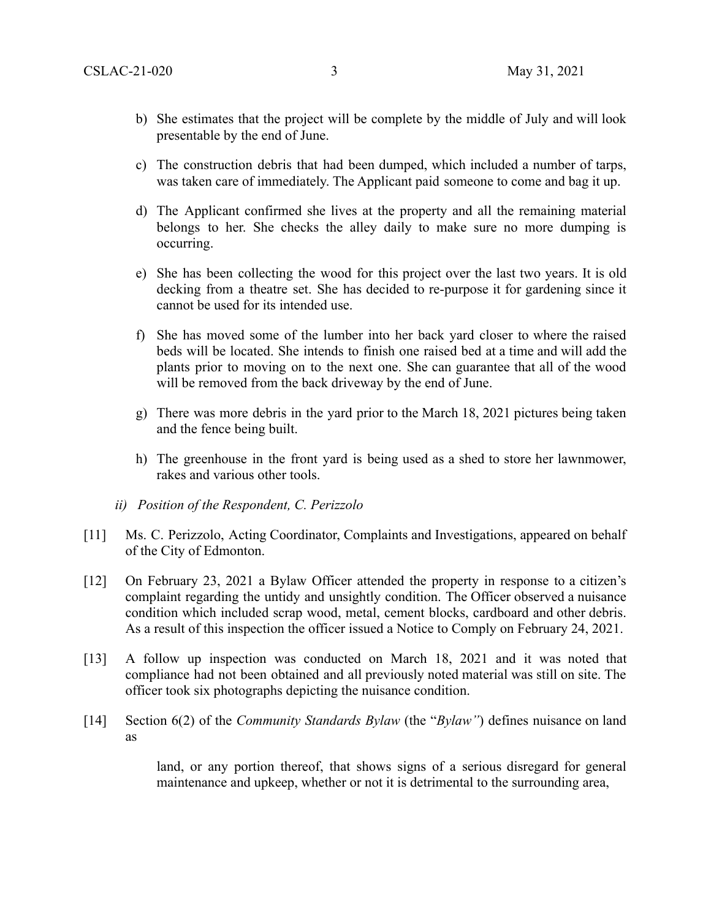b) She estimates that the project will be complete by the middle of July and will look presentable by the end of June.

c) The construction debris that had been dumped, which included a number of tarps, was taken care of immediately. The Applicant paid someone to come and bag it up.

d) The Applicant confirmed she lives at the property and all the remaining material belongs to her. She checks the alley daily to make sure no more dumping is occurring.

e) She has been collecting the wood for this project over the last two years. It is old decking from a theatre set. She has decided to re-purpose it for gardening since it cannot be used for its intended use.

f) She has moved some of the lumber into her back yard closer to where the raised beds will be located. She intends to finish one raised bed at a time and will add the plants prior to moving on to the next one. She can guarantee that all of the wood will be removed from the back driveway by the end of June.

g) There was more debris in the yard prior to the March 18, 2021 pictures being taken and the fence being built.

h) The greenhouse in the front yard is being used as a shed to store her lawnmower, rakes and various other tools.

*ii) Position of the Respondent, C. Perizzolo*

[11] Ms. C. Perizzolo, Acting Coordinator, Complaints and Investigations, appeared on behalf of the City of Edmonton.

[12] On February 23, 2021 a Bylaw Officer attended the property in response to a citizen's complaint regarding the untidy and unsightly condition. The Officer observed a nuisance condition which included scrap wood, metal, cement blocks, cardboard and other debris. As a result of this inspection the officer issued a Notice to Comply on February 24, 2021.

[13] A follow up inspection was conducted on March 18, 2021 and it was noted that compliance had not been obtained and all previously noted material was still on site. The officer took six photographs depicting the nuisance condition.

[14] Section 6(2) of the *Community Standards Bylaw* (the "*Bylaw"*) defines nuisance on land as

> land, or any portion thereof, that shows signs of a serious disregard for general maintenance and upkeep, whether or not it is detrimental to the surrounding area,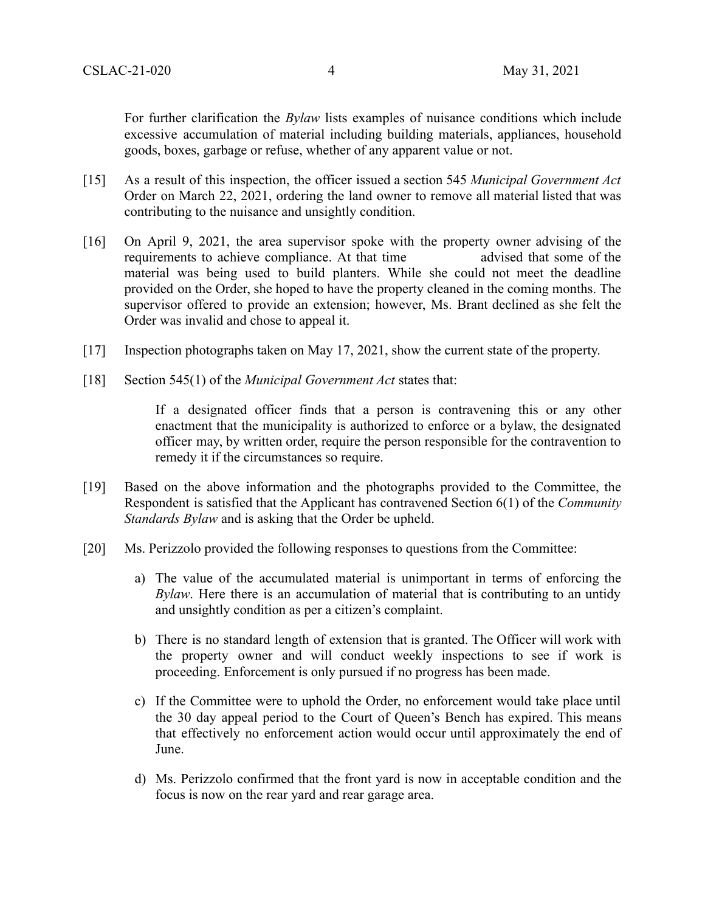For further clarification the *Bylaw* lists examples of nuisance conditions which include excessive accumulation of material including building materials, appliances, household goods, boxes, garbage or refuse, whether of any apparent value or not.

[15] As a result of this inspection, the officer issued a section 545 *Municipal Government Act* Order on March 22, 2021, ordering the land owner to remove all material listed that was contributing to the nuisance and unsightly condition.

[16] On April 9, 2021, the area supervisor spoke with the property owner advising of the requirements to achieve compliance. At that time advised that some of the material was being used to build planters. While she could not meet the deadline provided on the Order, she hoped to have the property cleaned in the coming months. The supervisor offered to provide an extension; however, Ms. Brant declined as she felt the Order was invalid and chose to appeal it.

[17] Inspection photographs taken on May 17, 2021, show the current state of the property.

[18] Section 545(1) of the *Municipal Government Act* states that:

> If a designated officer finds that a person is contravening this or any other enactment that the municipality is authorized to enforce or a bylaw, the designated officer may, by written order, require the person responsible for the contravention to remedy it if the circumstances so require.

[19] Based on the above information and the photographs provided to the Committee, the Respondent is satisfied that the Applicant has contravened Section 6(1) of the *Community Standards Bylaw* and is asking that the Order be upheld.

[20] Ms. Perizzolo provided the following responses to questions from the Committee:

a) The value of the accumulated material is unimportant in terms of enforcing the *Bylaw*. Here there is an accumulation of material that is contributing to an untidy and unsightly condition as per a citizen's complaint.

b) There is no standard length of extension that is granted. The Officer will work with the property owner and will conduct weekly inspections to see if work is proceeding. Enforcement is only pursued if no progress has been made.

c) If the Committee were to uphold the Order, no enforcement would take place until the 30 day appeal period to the Court of Queen's Bench has expired. This means that effectively no enforcement action would occur until approximately the end of June.

d) Ms. Perizzolo confirmed that the front yard is now in acceptable condition and the focus is now on the rear yard and rear garage area.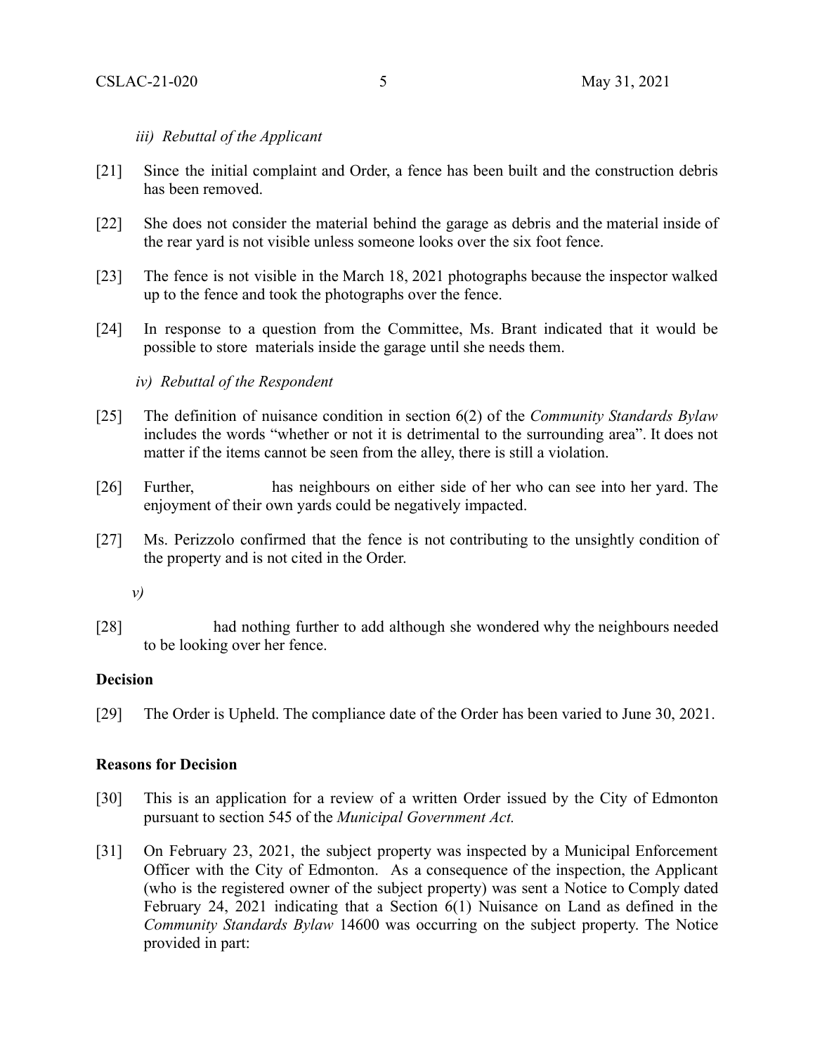*iii) Rebuttal of the Applicant*

[21] Since the initial complaint and Order, a fence has been built and the construction debris has been removed.

[22] She does not consider the material behind the garage as debris and the material inside of the rear yard is not visible unless someone looks over the six foot fence.

[23] The fence is not visible in the March 18, 2021 photographs because the inspector walked up to the fence and took the photographs over the fence.

[24] In response to a question from the Committee, Ms. Brant indicated that it would be possible to store materials inside the garage until she needs them.

*iv) Rebuttal of the Respondent*

[25] The definition of nuisance condition in section 6(2) of the *Community Standards Bylaw* includes the words "whether or not it is detrimental to the surrounding area". It does not matter if the items cannot be seen from the alley, there is still a violation.

[26] Further, has neighbours on either side of her who can see into her yard. The enjoyment of their own yards could be negatively impacted.

[27] Ms. Perizzolo confirmed that the fence is not contributing to the unsightly condition of the property and is not cited in the Order.

*v)*

[28] had nothing further to add although she wondered why the neighbours needed to be looking over her fence.

## Decision

[29] The Order is Upheld. The compliance date of the Order has been varied to June 30, 2021.

## Reasons for Decision

[30] This is an application for a review of a written Order issued by the City of Edmonton pursuant to section 545 of the *Municipal Government Act.*

[31] On February 23, 2021, the subject property was inspected by a Municipal Enforcement Officer with the City of Edmonton. As a consequence of the inspection, the Applicant (who is the registered owner of the subject property) was sent a Notice to Comply dated February 24, 2021 indicating that a Section 6(1) Nuisance on Land as defined in the *Community Standards Bylaw* 14600 was occurring on the subject property. The Notice provided in part: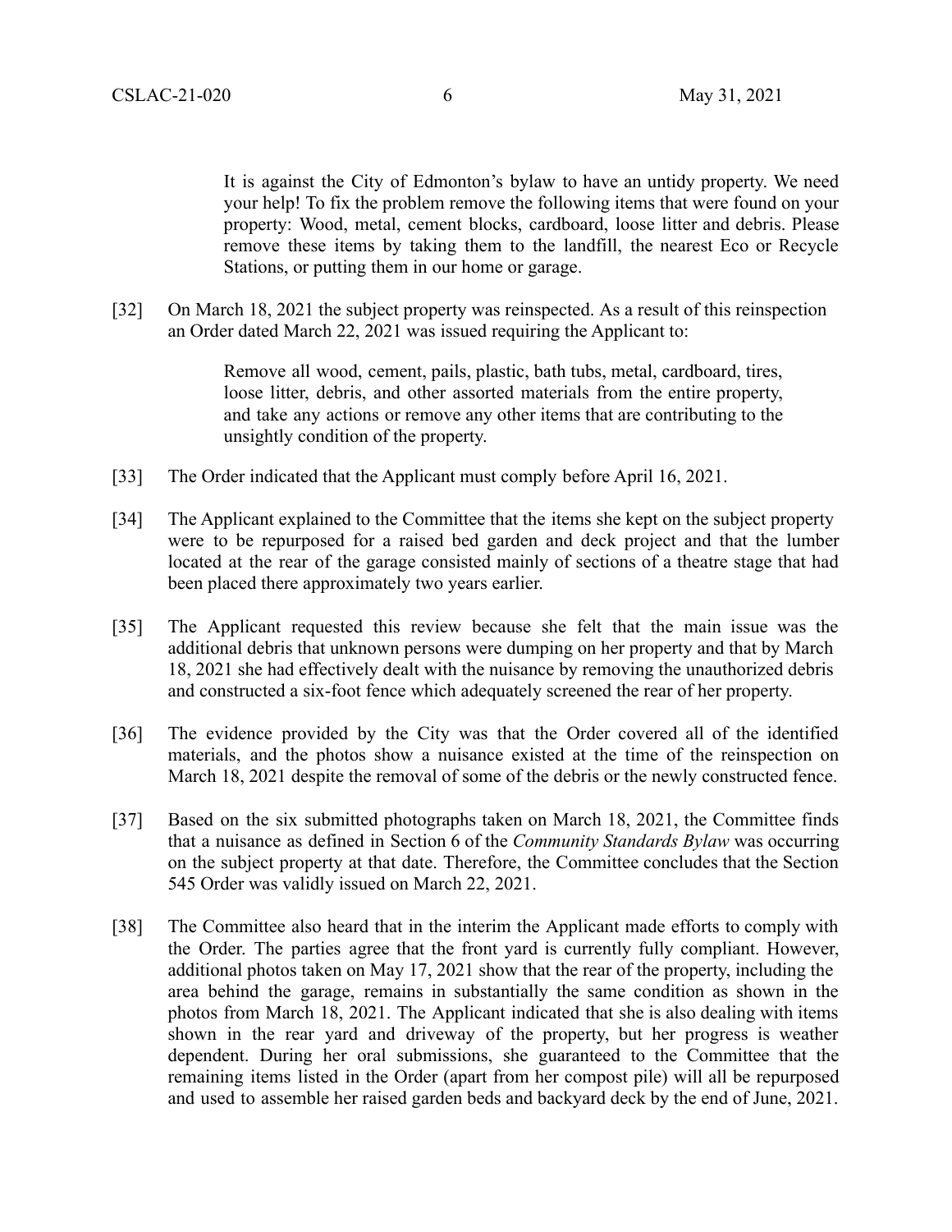> It is against the City of Edmonton's bylaw to have an untidy property. We need your help! To fix the problem remove the following items that were found on your property: Wood, metal, cement blocks, cardboard, loose litter and debris. Please remove these items by taking them to the landfill, the nearest Eco or Recycle Stations, or putting them in our home or garage.

[32] On March 18, 2021 the subject property was reinspected. As a result of this reinspection an Order dated March 22, 2021 was issued requiring the Applicant to:

> Remove all wood, cement, pails, plastic, bath tubs, metal, cardboard, tires, loose litter, debris, and other assorted materials from the entire property, and take any actions or remove any other items that are contributing to the unsightly condition of the property.

[33] The Order indicated that the Applicant must comply before April 16, 2021.

[34] The Applicant explained to the Committee that the items she kept on the subject property were to be repurposed for a raised bed garden and deck project and that the lumber located at the rear of the garage consisted mainly of sections of a theatre stage that had been placed there approximately two years earlier.

[35] The Applicant requested this review because she felt that the main issue was the additional debris that unknown persons were dumping on her property and that by March 18, 2021 she had effectively dealt with the nuisance by removing the unauthorized debris and constructed a six-foot fence which adequately screened the rear of her property.

[36] The evidence provided by the City was that the Order covered all of the identified materials, and the photos show a nuisance existed at the time of the reinspection on March 18, 2021 despite the removal of some of the debris or the newly constructed fence.

[37] Based on the six submitted photographs taken on March 18, 2021, the Committee finds that a nuisance as defined in Section 6 of the *Community Standards Bylaw* was occurring on the subject property at that date. Therefore, the Committee concludes that the Section 545 Order was validly issued on March 22, 2021.

[38] The Committee also heard that in the interim the Applicant made efforts to comply with the Order. The parties agree that the front yard is currently fully compliant. However, additional photos taken on May 17, 2021 show that the rear of the property, including the area behind the garage, remains in substantially the same condition as shown in the photos from March 18, 2021. The Applicant indicated that she is also dealing with items shown in the rear yard and driveway of the property, but her progress is weather dependent. During her oral submissions, she guaranteed to the Committee that the remaining items listed in the Order (apart from her compost pile) will all be repurposed and used to assemble her raised garden beds and backyard deck by the end of June, 2021.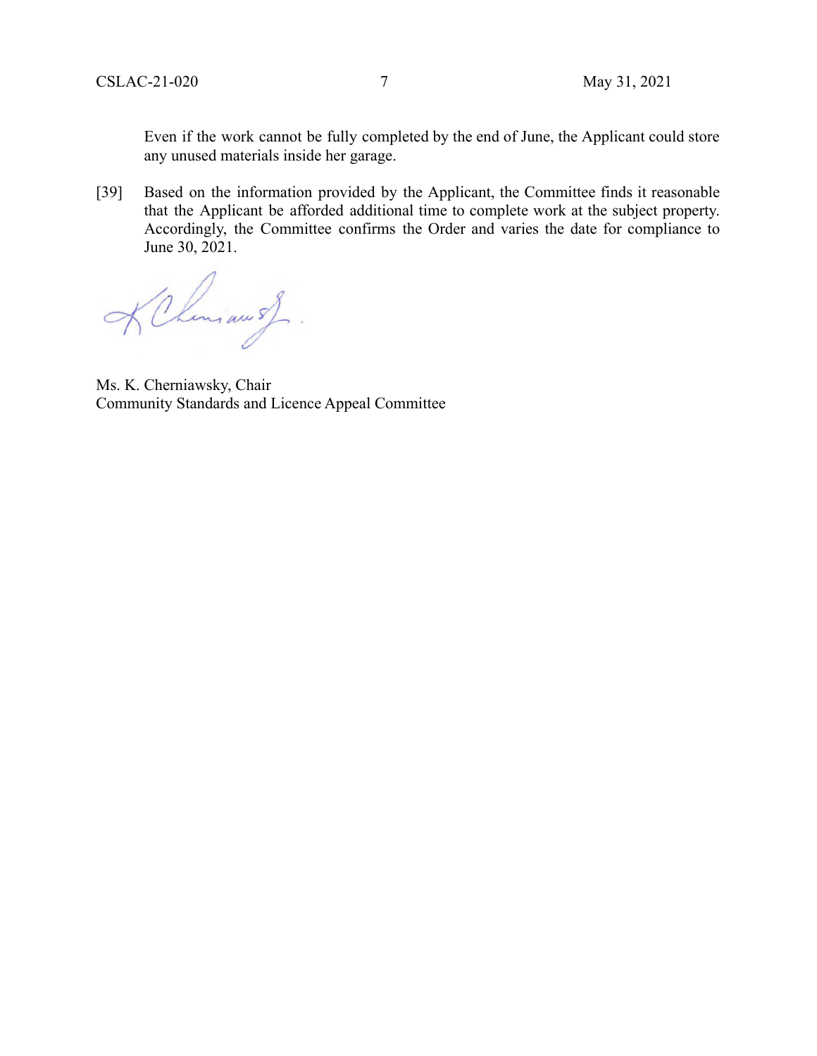Even if the work cannot be fully completed by the end of June, the Applicant could store any unused materials inside her garage.

[39] Based on the information provided by the Applicant, the Committee finds it reasonable that the Applicant be afforded additional time to complete work at the subject property. Accordingly, the Committee confirms the Order and varies the date for compliance to June 30, 2021.

Ms. K. Cherniawsky, Chair
Community Standards and Licence Appeal Committee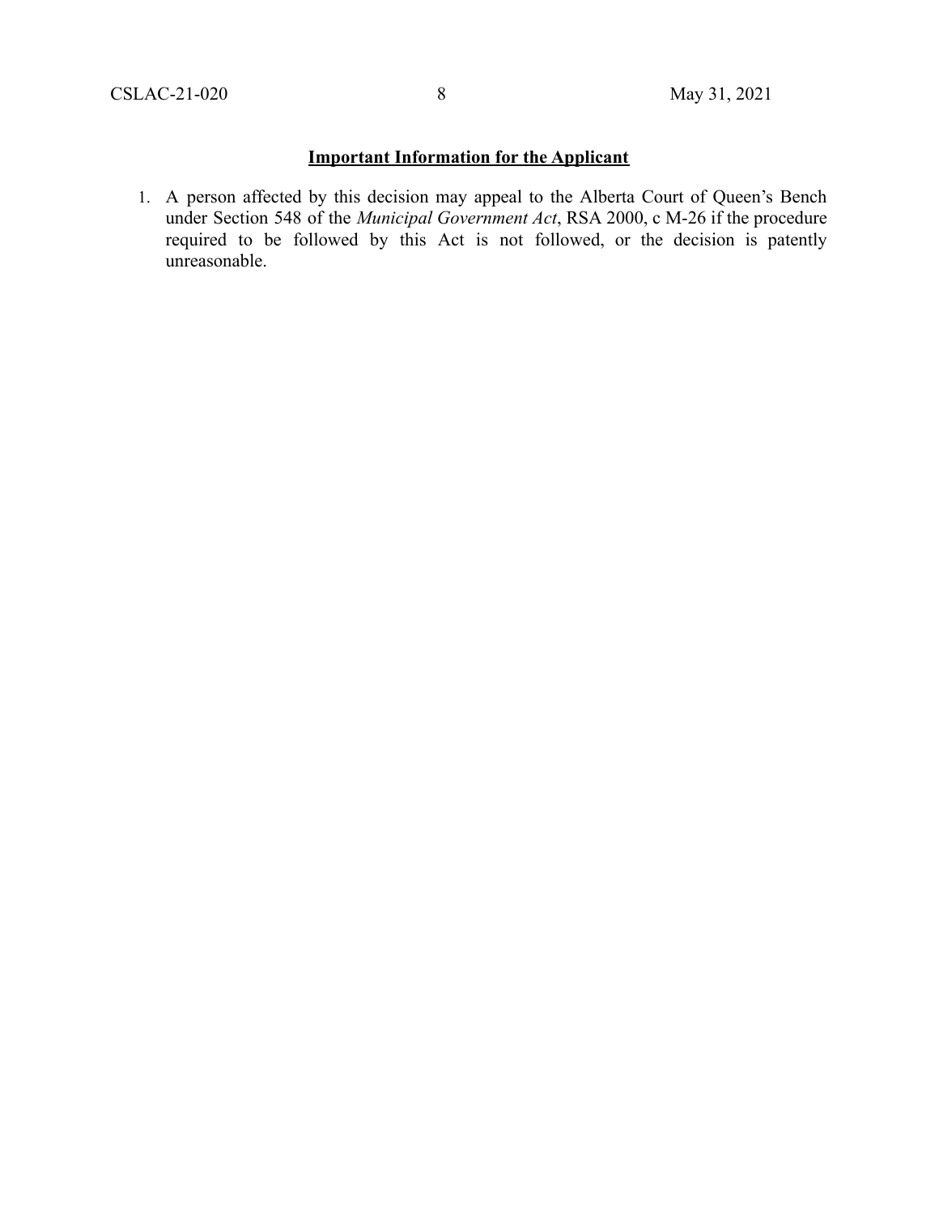**<u>Important Information for the Applicant</u>**

1. A person affected by this decision may appeal to the Alberta Court of Queen's Bench under Section 548 of the *Municipal Government Act*, RSA 2000, c M-26 if the procedure required to be followed by this Act is not followed, or the decision is patently unreasonable.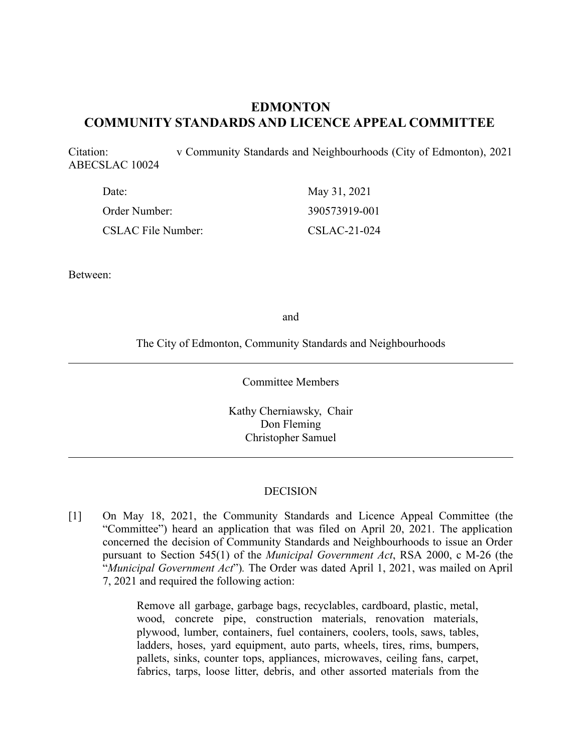# EDMONTON
# COMMUNITY STANDARDS AND LICENCE APPEAL COMMITTEE

Citation: v Community Standards and Neighbourhoods (City of Edmonton), 2021 ABECSLAC 10024

| | |
|---|---|
| Date: | May 31, 2021 |
| Order Number: | 390573919-001 |
| CSLAC File Number: | CSLAC-21-024 |

Between:

and

The City of Edmonton, Community Standards and Neighbourhoods

---

Committee Members

Kathy Cherniawsky, Chair
Don Fleming
Christopher Samuel

---

DECISION

[1] On May 18, 2021, the Community Standards and Licence Appeal Committee (the "Committee") heard an application that was filed on April 20, 2021. The application concerned the decision of Community Standards and Neighbourhoods to issue an Order pursuant to Section 545(1) of the *Municipal Government Act*, RSA 2000, c M-26 (the "*Municipal Government Act*"). The Order was dated April 1, 2021, was mailed on April 7, 2021 and required the following action:

> Remove all garbage, garbage bags, recyclables, cardboard, plastic, metal, wood, concrete pipe, construction materials, renovation materials, plywood, lumber, containers, fuel containers, coolers, tools, saws, tables, ladders, hoses, yard equipment, auto parts, wheels, tires, rims, bumpers, pallets, sinks, counter tops, appliances, microwaves, ceiling fans, carpet, fabrics, tarps, loose litter, debris, and other assorted materials from the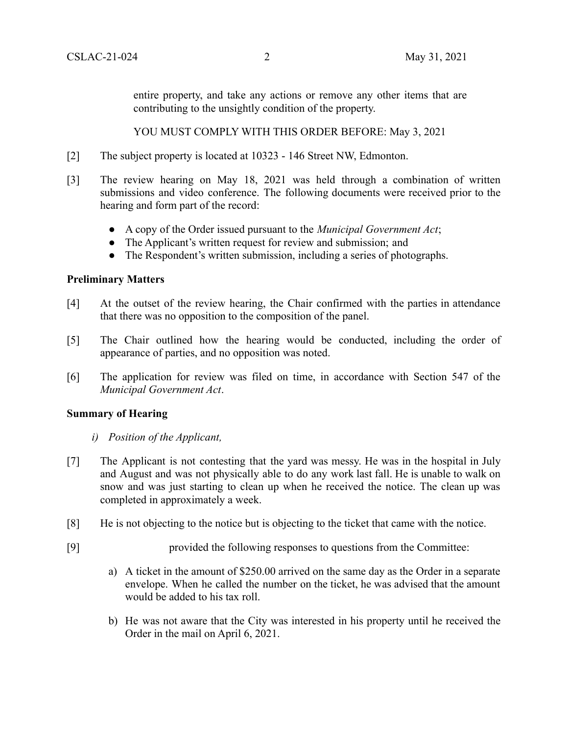entire property, and take any actions or remove any other items that are contributing to the unsightly condition of the property.

YOU MUST COMPLY WITH THIS ORDER BEFORE: May 3, 2021

[2] The subject property is located at 10323 - 146 Street NW, Edmonton.

[3] The review hearing on May 18, 2021 was held through a combination of written submissions and video conference. The following documents were received prior to the hearing and form part of the record:

- A copy of the Order issued pursuant to the *Municipal Government Act*;
- The Applicant's written request for review and submission; and
- The Respondent's written submission, including a series of photographs.

**Preliminary Matters**

[4] At the outset of the review hearing, the Chair confirmed with the parties in attendance that there was no opposition to the composition of the panel.

[5] The Chair outlined how the hearing would be conducted, including the order of appearance of parties, and no opposition was noted.

[6] The application for review was filed on time, in accordance with Section 547 of the *Municipal Government Act*.

**Summary of Hearing**

*i) Position of the Applicant,*

[7] The Applicant is not contesting that the yard was messy. He was in the hospital in July and August and was not physically able to do any work last fall. He is unable to walk on snow and was just starting to clean up when he received the notice. The clean up was completed in approximately a week.

[8] He is not objecting to the notice but is objecting to the ticket that came with the notice.

[9] provided the following responses to questions from the Committee:

a) A ticket in the amount of $250.00 arrived on the same day as the Order in a separate envelope. When he called the number on the ticket, he was advised that the amount would be added to his tax roll.

b) He was not aware that the City was interested in his property until he received the Order in the mail on April 6, 2021.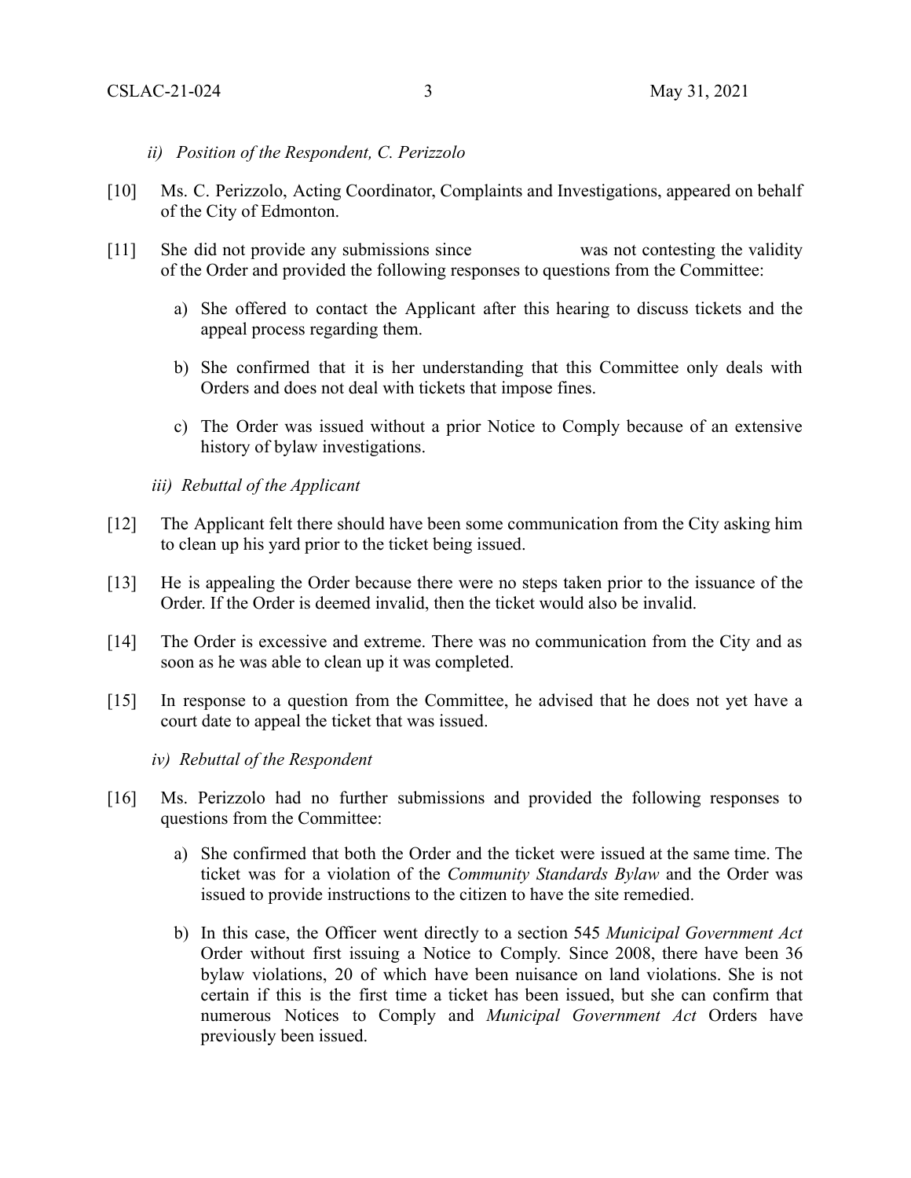*ii) Position of the Respondent, C. Perizzolo*

[10] Ms. C. Perizzolo, Acting Coordinator, Complaints and Investigations, appeared on behalf of the City of Edmonton.

[11] She did not provide any submissions since was not contesting the validity of the Order and provided the following responses to questions from the Committee:

a) She offered to contact the Applicant after this hearing to discuss tickets and the appeal process regarding them.

b) She confirmed that it is her understanding that this Committee only deals with Orders and does not deal with tickets that impose fines.

c) The Order was issued without a prior Notice to Comply because of an extensive history of bylaw investigations.

*iii) Rebuttal of the Applicant*

[12] The Applicant felt there should have been some communication from the City asking him to clean up his yard prior to the ticket being issued.

[13] He is appealing the Order because there were no steps taken prior to the issuance of the Order. If the Order is deemed invalid, then the ticket would also be invalid.

[14] The Order is excessive and extreme. There was no communication from the City and as soon as he was able to clean up it was completed.

[15] In response to a question from the Committee, he advised that he does not yet have a court date to appeal the ticket that was issued.

*iv) Rebuttal of the Respondent*

[16] Ms. Perizzolo had no further submissions and provided the following responses to questions from the Committee:

a) She confirmed that both the Order and the ticket were issued at the same time. The ticket was for a violation of the *Community Standards Bylaw* and the Order was issued to provide instructions to the citizen to have the site remedied.

b) In this case, the Officer went directly to a section 545 *Municipal Government Act* Order without first issuing a Notice to Comply. Since 2008, there have been 36 bylaw violations, 20 of which have been nuisance on land violations. She is not certain if this is the first time a ticket has been issued, but she can confirm that numerous Notices to Comply and *Municipal Government Act* Orders have previously been issued.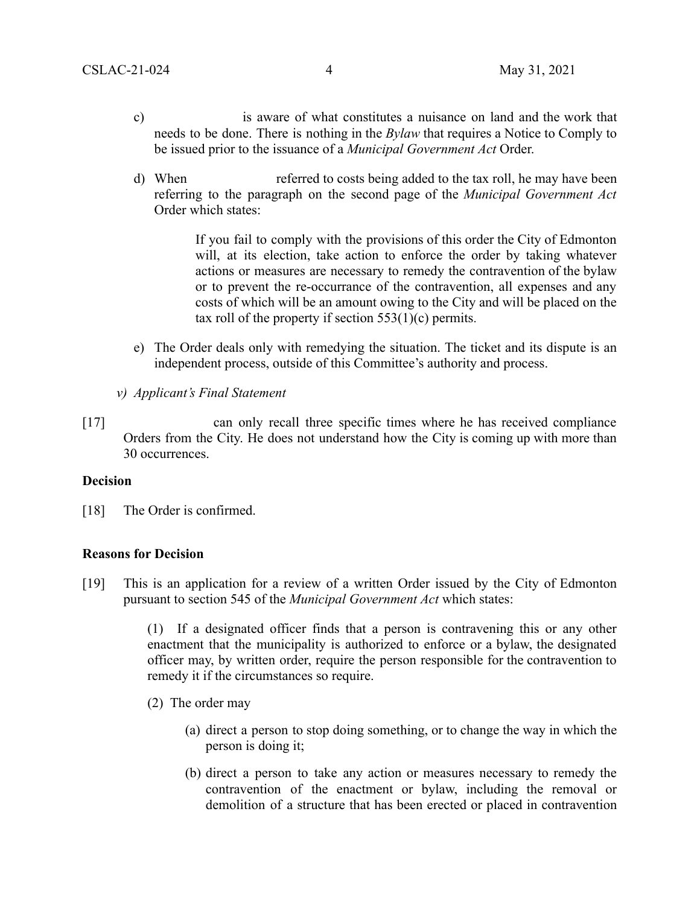c) is aware of what constitutes a nuisance on land and the work that needs to be done. There is nothing in the *Bylaw* that requires a Notice to Comply to be issued prior to the issuance of a *Municipal Government Act* Order.

d) When referred to costs being added to the tax roll, he may have been referring to the paragraph on the second page of the *Municipal Government Act* Order which states:

> If you fail to comply with the provisions of this order the City of Edmonton will, at its election, take action to enforce the order by taking whatever actions or measures are necessary to remedy the contravention of the bylaw or to prevent the re-occurrance of the contravention, all expenses and any costs of which will be an amount owing to the City and will be placed on the tax roll of the property if section 553(1)(c) permits.

e) The Order deals only with remedying the situation. The ticket and its dispute is an independent process, outside of this Committee's authority and process.

*v) Applicant's Final Statement*

[17] can only recall three specific times where he has received compliance Orders from the City. He does not understand how the City is coming up with more than 30 occurrences.

**Decision**

[18] The Order is confirmed.

**Reasons for Decision**

[19] This is an application for a review of a written Order issued by the City of Edmonton pursuant to section 545 of the *Municipal Government Act* which states:

> (1) If a designated officer finds that a person is contravening this or any other enactment that the municipality is authorized to enforce or a bylaw, the designated officer may, by written order, require the person responsible for the contravention to remedy it if the circumstances so require.
>
> (2) The order may
>
> (a) direct a person to stop doing something, or to change the way in which the person is doing it;
>
> (b) direct a person to take any action or measures necessary to remedy the contravention of the enactment or bylaw, including the removal or demolition of a structure that has been erected or placed in contravention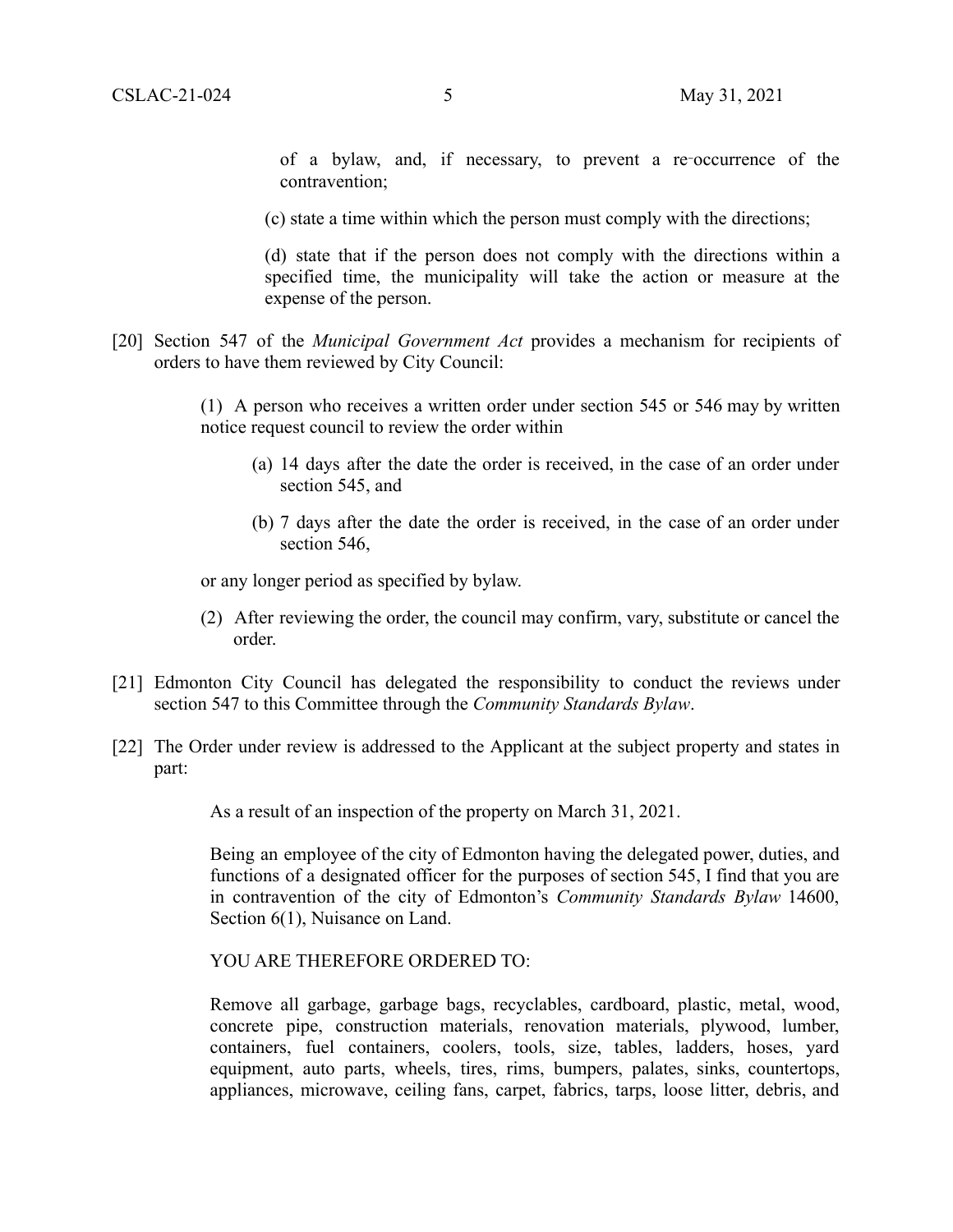of a bylaw, and, if necessary, to prevent a re-occurrence of the contravention;

(c) state a time within which the person must comply with the directions;

(d) state that if the person does not comply with the directions within a specified time, the municipality will take the action or measure at the expense of the person.

[20] Section 547 of the *Municipal Government Act* provides a mechanism for recipients of orders to have them reviewed by City Council:

> (1) A person who receives a written order under section 545 or 546 may by written notice request council to review the order within
>
> (a) 14 days after the date the order is received, in the case of an order under section 545, and
>
> (b) 7 days after the date the order is received, in the case of an order under section 546,
>
> or any longer period as specified by bylaw.
>
> (2) After reviewing the order, the council may confirm, vary, substitute or cancel the order.

[21] Edmonton City Council has delegated the responsibility to conduct the reviews under section 547 to this Committee through the *Community Standards Bylaw*.

[22] The Order under review is addressed to the Applicant at the subject property and states in part:

> As a result of an inspection of the property on March 31, 2021.
>
> Being an employee of the city of Edmonton having the delegated power, duties, and functions of a designated officer for the purposes of section 545, I find that you are in contravention of the city of Edmonton's *Community Standards Bylaw* 14600, Section 6(1), Nuisance on Land.
>
> YOU ARE THEREFORE ORDERED TO:
>
> Remove all garbage, garbage bags, recyclables, cardboard, plastic, metal, wood, concrete pipe, construction materials, renovation materials, plywood, lumber, containers, fuel containers, coolers, tools, size, tables, ladders, hoses, yard equipment, auto parts, wheels, tires, rims, bumpers, palates, sinks, countertops, appliances, microwave, ceiling fans, carpet, fabrics, tarps, loose litter, debris, and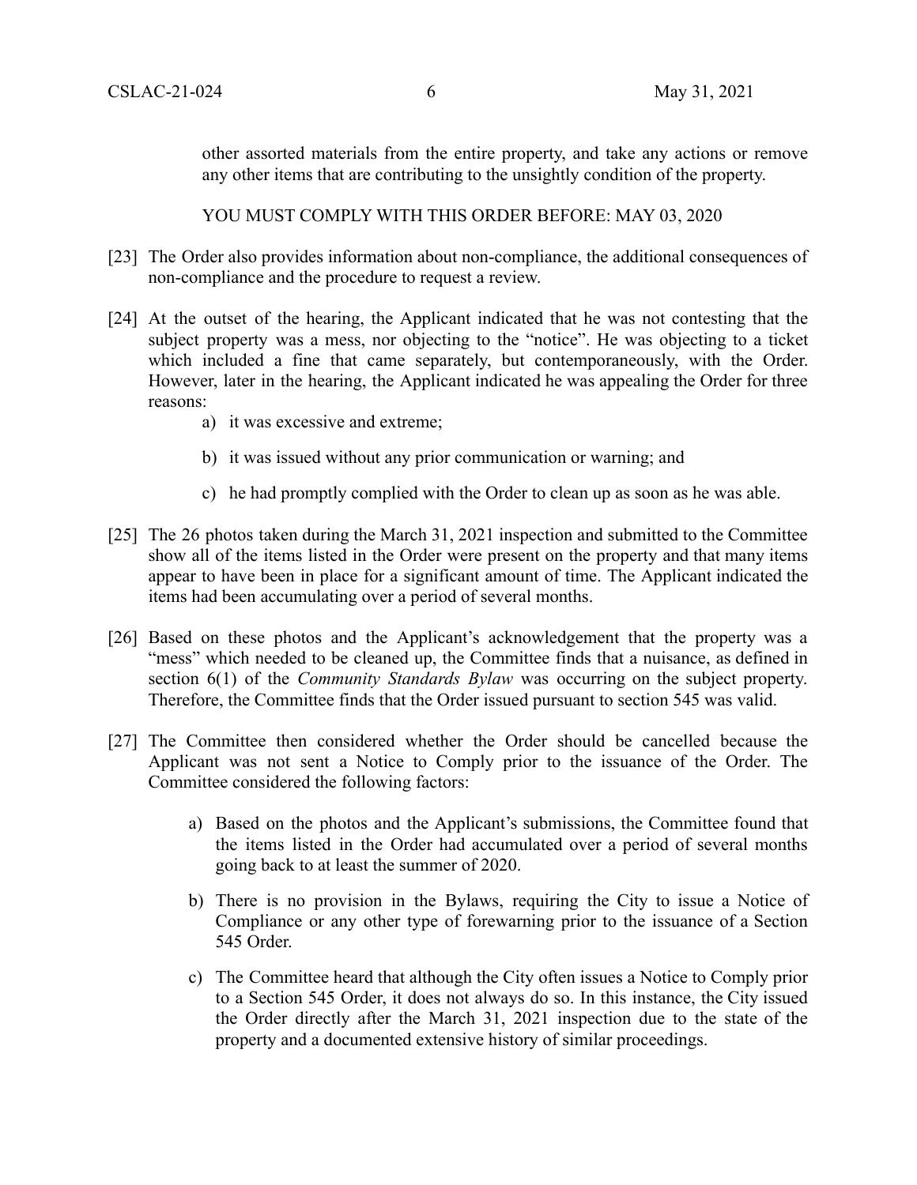other assorted materials from the entire property, and take any actions or remove any other items that are contributing to the unsightly condition of the property.

YOU MUST COMPLY WITH THIS ORDER BEFORE: MAY 03, 2020

[23] The Order also provides information about non-compliance, the additional consequences of non-compliance and the procedure to request a review.

[24] At the outset of the hearing, the Applicant indicated that he was not contesting that the subject property was a mess, nor objecting to the "notice". He was objecting to a ticket which included a fine that came separately, but contemporaneously, with the Order. However, later in the hearing, the Applicant indicated he was appealing the Order for three reasons:

a) it was excessive and extreme;

b) it was issued without any prior communication or warning; and

c) he had promptly complied with the Order to clean up as soon as he was able.

[25] The 26 photos taken during the March 31, 2021 inspection and submitted to the Committee show all of the items listed in the Order were present on the property and that many items appear to have been in place for a significant amount of time. The Applicant indicated the items had been accumulating over a period of several months.

[26] Based on these photos and the Applicant's acknowledgement that the property was a "mess" which needed to be cleaned up, the Committee finds that a nuisance, as defined in section 6(1) of the *Community Standards Bylaw* was occurring on the subject property. Therefore, the Committee finds that the Order issued pursuant to section 545 was valid.

[27] The Committee then considered whether the Order should be cancelled because the Applicant was not sent a Notice to Comply prior to the issuance of the Order. The Committee considered the following factors:

a) Based on the photos and the Applicant's submissions, the Committee found that the items listed in the Order had accumulated over a period of several months going back to at least the summer of 2020.

b) There is no provision in the Bylaws, requiring the City to issue a Notice of Compliance or any other type of forewarning prior to the issuance of a Section 545 Order.

c) The Committee heard that although the City often issues a Notice to Comply prior to a Section 545 Order, it does not always do so. In this instance, the City issued the Order directly after the March 31, 2021 inspection due to the state of the property and a documented extensive history of similar proceedings.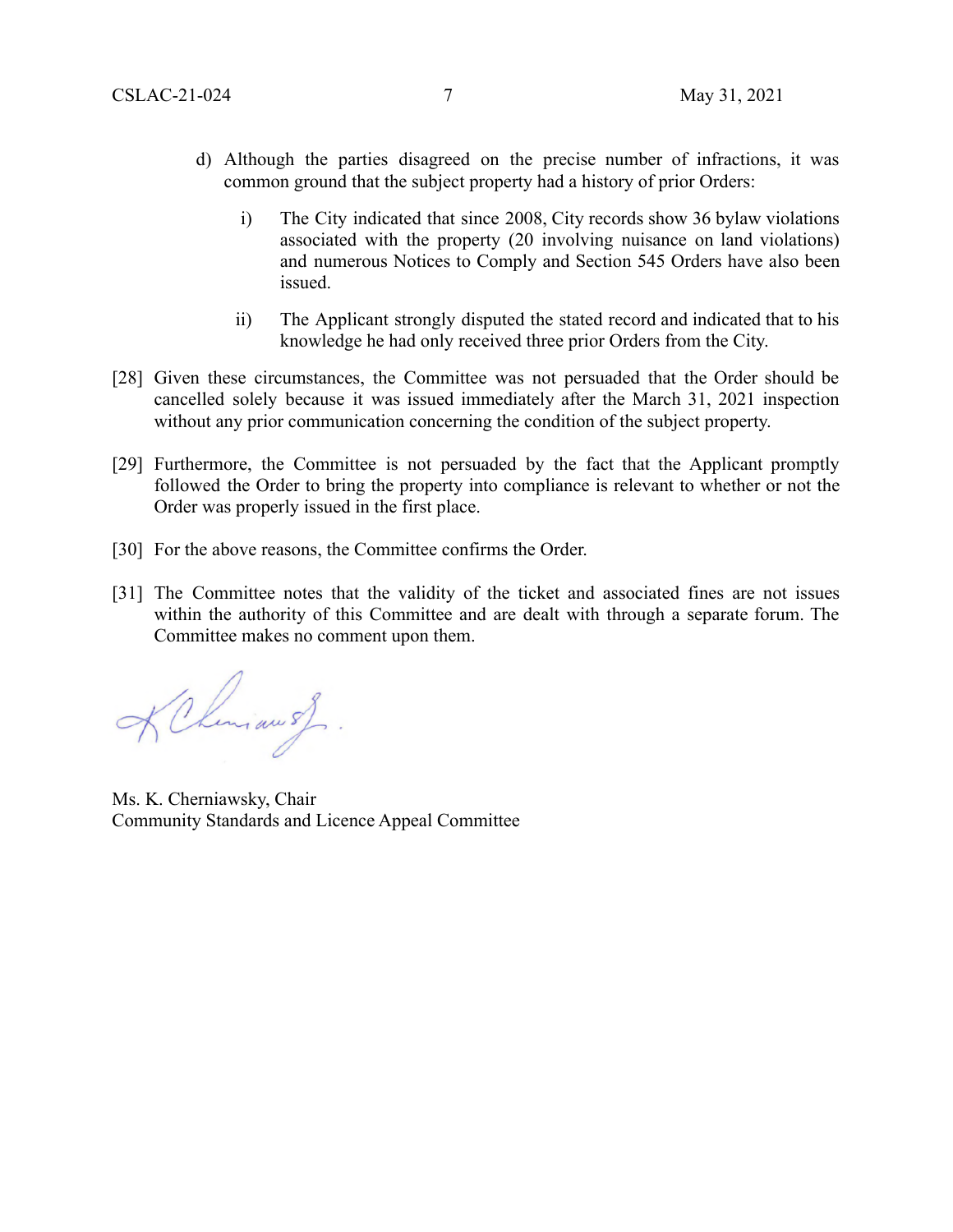d) Although the parties disagreed on the precise number of infractions, it was common ground that the subject property had a history of prior Orders:

   i) The City indicated that since 2008, City records show 36 bylaw violations associated with the property (20 involving nuisance on land violations) and numerous Notices to Comply and Section 545 Orders have also been issued.

   ii) The Applicant strongly disputed the stated record and indicated that to his knowledge he had only received three prior Orders from the City.

[28] Given these circumstances, the Committee was not persuaded that the Order should be cancelled solely because it was issued immediately after the March 31, 2021 inspection without any prior communication concerning the condition of the subject property.

[29] Furthermore, the Committee is not persuaded by the fact that the Applicant promptly followed the Order to bring the property into compliance is relevant to whether or not the Order was properly issued in the first place.

[30] For the above reasons, the Committee confirms the Order.

[31] The Committee notes that the validity of the ticket and associated fines are not issues within the authority of this Committee and are dealt with through a separate forum. The Committee makes no comment upon them.

Ms. K. Cherniawsky, Chair
Community Standards and Licence Appeal Committee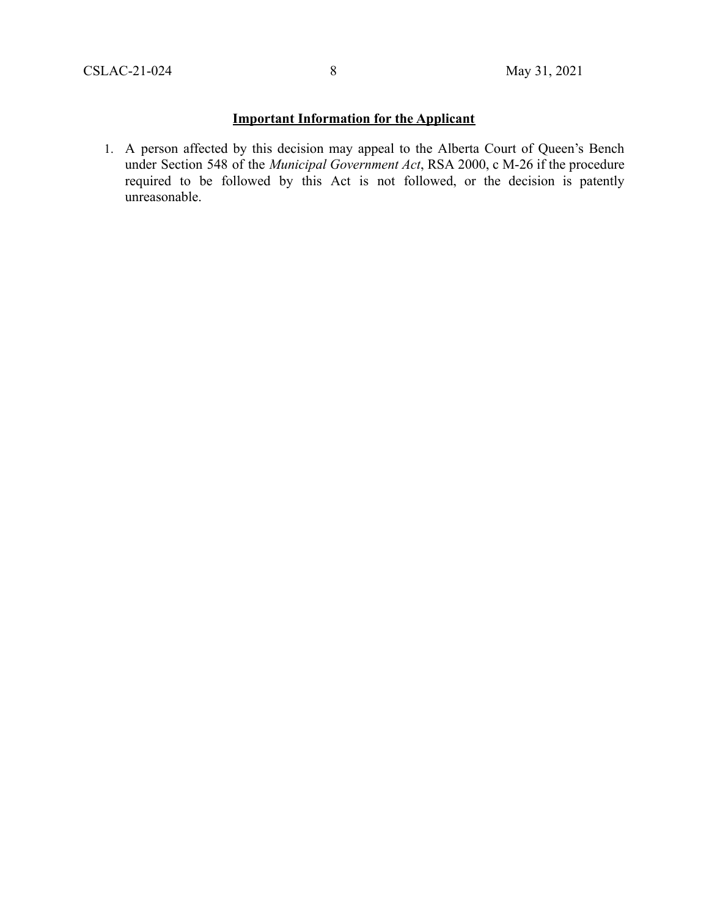**Important Information for the Applicant**

1. A person affected by this decision may appeal to the Alberta Court of Queen's Bench under Section 548 of the *Municipal Government Act*, RSA 2000, c M-26 if the procedure required to be followed by this Act is not followed, or the decision is patently unreasonable.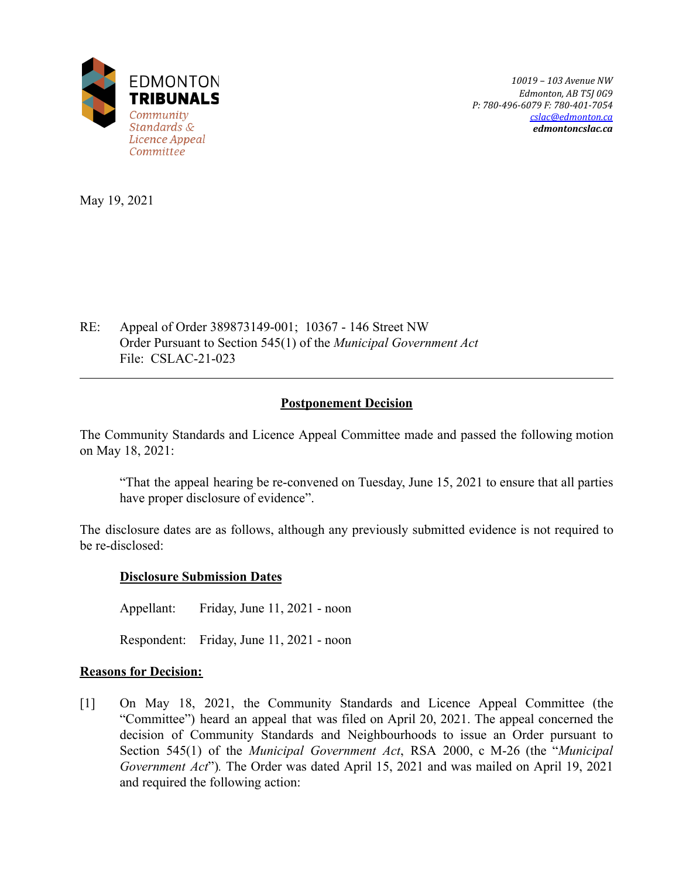EDMONTON **TRIBUNALS**
*Community Standards & Licence Appeal Committee*

*10019 – 103 Avenue NW*
*Edmonton, AB T5J 0G9*
*P: 780-496-6079 F: 780-401-7054*
*cslac@edmonton.ca*
***edmontoncslac.ca***

May 19, 2021

RE: Appeal of Order 389873149-001; 10367 - 146 Street NW
Order Pursuant to Section 545(1) of the *Municipal Government Act*
File: CSLAC-21-023

---

**Postponement Decision**

The Community Standards and Licence Appeal Committee made and passed the following motion on May 18, 2021:

> "That the appeal hearing be re-convened on Tuesday, June 15, 2021 to ensure that all parties have proper disclosure of evidence".

The disclosure dates are as follows, although any previously submitted evidence is not required to be re-disclosed:

**Disclosure Submission Dates**

Appellant: Friday, June 11, 2021 - noon

Respondent: Friday, June 11, 2021 - noon

**Reasons for Decision:**

[1] On May 18, 2021, the Community Standards and Licence Appeal Committee (the "Committee") heard an appeal that was filed on April 20, 2021. The appeal concerned the decision of Community Standards and Neighbourhoods to issue an Order pursuant to Section 545(1) of the *Municipal Government Act*, RSA 2000, c M-26 (the "*Municipal Government Act*"). The Order was dated April 15, 2021 and was mailed on April 19, 2021 and required the following action: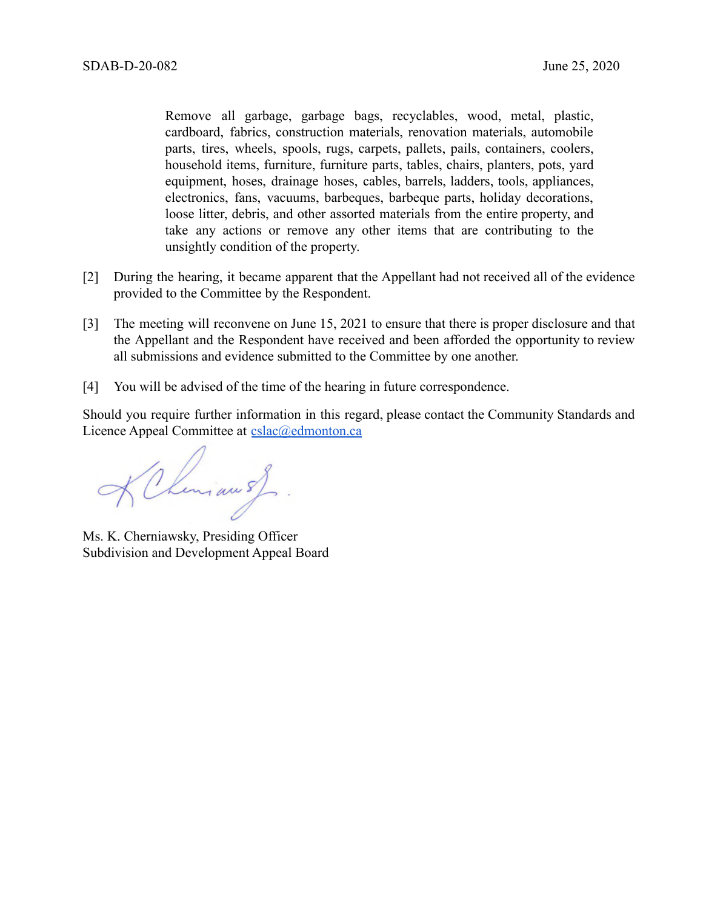Remove all garbage, garbage bags, recyclables, wood, metal, plastic, cardboard, fabrics, construction materials, renovation materials, automobile parts, tires, wheels, spools, rugs, carpets, pallets, pails, containers, coolers, household items, furniture, furniture parts, tables, chairs, planters, pots, yard equipment, hoses, drainage hoses, cables, barrels, ladders, tools, appliances, electronics, fans, vacuums, barbeques, barbeque parts, holiday decorations, loose litter, debris, and other assorted materials from the entire property, and take any actions or remove any other items that are contributing to the unsightly condition of the property.

[2] During the hearing, it became apparent that the Appellant had not received all of the evidence provided to the Committee by the Respondent.

[3] The meeting will reconvene on June 15, 2021 to ensure that there is proper disclosure and that the Appellant and the Respondent have received and been afforded the opportunity to review all submissions and evidence submitted to the Committee by one another.

[4] You will be advised of the time of the hearing in future correspondence.

Should you require further information in this regard, please contact the Community Standards and Licence Appeal Committee at cslac@edmonton.ca

Ms. K. Cherniawsky, Presiding Officer
Subdivision and Development Appeal Board